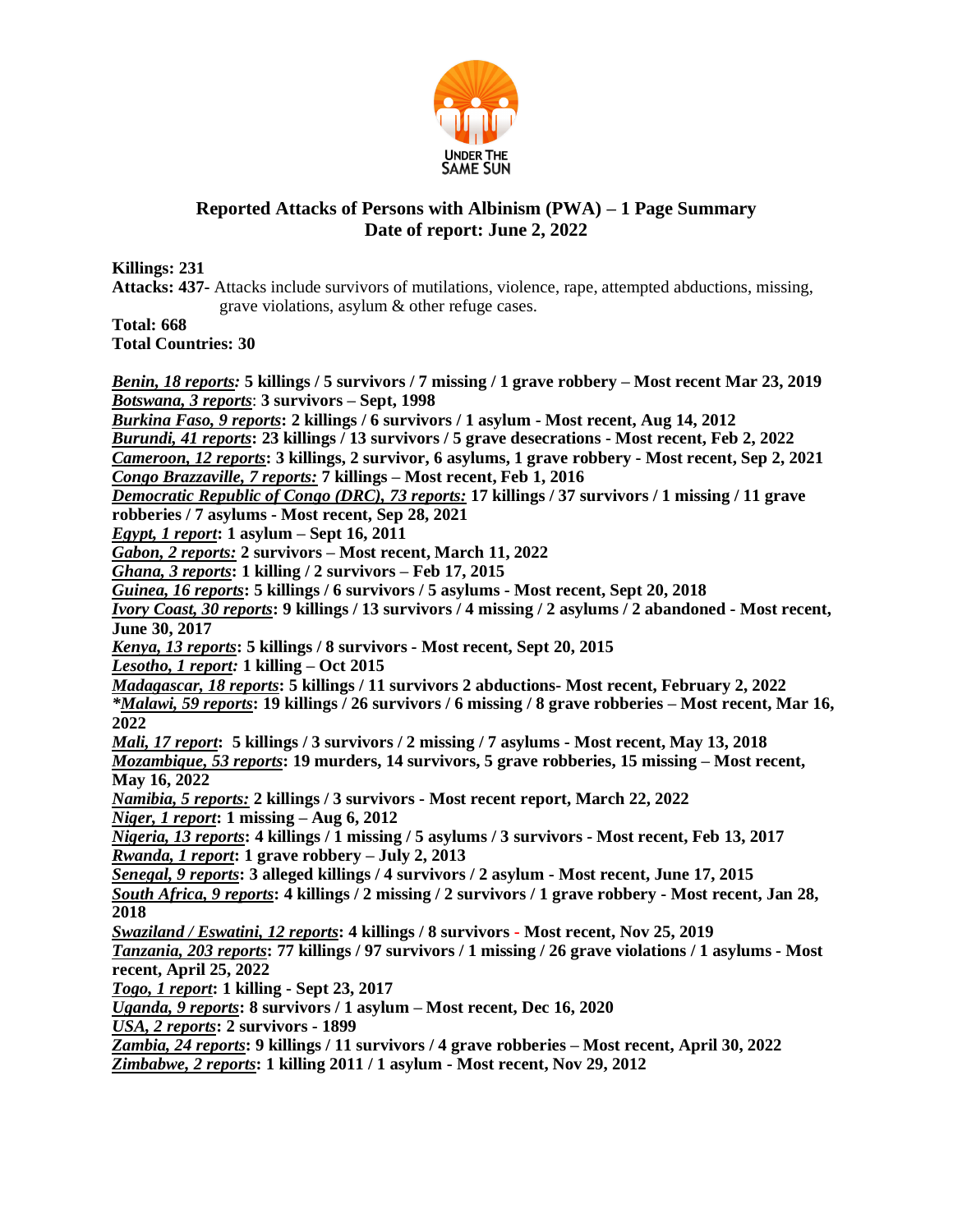UNDER THE SAME SUN

**Reported Attacks of Persons with Albinism (PWA) – 1 Page Summary**
**Date of report: June 2, 2022**

**Killings: 231**
**Attacks: 437**- Attacks include survivors of mutilations, violence, rape, attempted abductions, missing, grave violations, asylum & other refuge cases.
**Total: 668**
**Total Countries: 30**

***Benin, 18 reports:*** **5 killings / 5 survivors / 7 missing / 1 grave robbery – Most recent Mar 23, 2019**
***Botswana, 3 reports*****: 3 survivors – Sept, 1998**
***Burkina Faso, 9 reports*****: 2 killings / 6 survivors / 1 asylum - Most recent, Aug 14, 2012**
***Burundi, 41 reports*****: 23 killings / 13 survivors / 5 grave desecrations - Most recent, Feb 2, 2022**
***Cameroon, 12 reports*****: 3 killings, 2 survivor, 6 asylums, 1 grave robbery - Most recent, Sep 2, 2021**
***Congo Brazzaville, 7 reports:*** **7 killings – Most recent, Feb 1, 2016**
***Democratic Republic of Congo (DRC), 73 reports:*** **17 killings / 37 survivors / 1 missing / 11 grave robberies / 7 asylums - Most recent, Sep 28, 2021**
***Egypt, 1 report*****: 1 asylum – Sept 16, 2011**
***Gabon, 2 reports:*** **2 survivors – Most recent, March 11, 2022**
***Ghana, 3 reports*****: 1 killing / 2 survivors – Feb 17, 2015**
***Guinea, 16 reports*****: 5 killings / 6 survivors / 5 asylums - Most recent, Sept 20, 2018**
***Ivory Coast, 30 reports*****: 9 killings / 13 survivors / 4 missing / 2 asylums / 2 abandoned - Most recent, June 30, 2017**
***Kenya, 13 reports*****: 5 killings / 8 survivors - Most recent, Sept 20, 2015**
***Lesotho, 1 report:*** **1 killing – Oct 2015**
***Madagascar, 18 reports*****: 5 killings / 11 survivors 2 abductions- Most recent, February 2, 2022**
***\*Malawi, 59 reports*****: 19 killings / 26 survivors / 6 missing / 8 grave robberies – Most recent, Mar 16, 2022**
***Mali, 17 report*****: 5 killings / 3 survivors / 2 missing / 7 asylums - Most recent, May 13, 2018**
***Mozambique, 53 reports*****: 19 murders, 14 survivors, 5 grave robberies, 15 missing – Most recent, May 16, 2022**
***Namibia, 5 reports:*** **2 killings / 3 survivors - Most recent report, March 22, 2022**
***Niger, 1 report*****: 1 missing – Aug 6, 2012**
***Nigeria, 13 reports*****: 4 killings / 1 missing / 5 asylums / 3 survivors - Most recent, Feb 13, 2017**
***Rwanda, 1 report*****: 1 grave robbery – July 2, 2013**
***Senegal, 9 reports*****: 3 alleged killings / 4 survivors / 2 asylum - Most recent, June 17, 2015**
***South Africa, 9 reports*****: 4 killings / 2 missing / 2 survivors / 1 grave robbery - Most recent, Jan 28, 2018**
***Swaziland / Eswatini, 12 reports*****: 4 killings / 8 survivors - Most recent, Nov 25, 2019**
***Tanzania, 203 reports*****: 77 killings / 97 survivors / 1 missing / 26 grave violations / 1 asylums - Most recent, April 25, 2022**
***Togo, 1 report*****: 1 killing - Sept 23, 2017**
***Uganda, 9 reports*****: 8 survivors / 1 asylum – Most recent, Dec 16, 2020**
***USA, 2 reports*****: 2 survivors - 1899**
***Zambia, 24 reports*****: 9 killings / 11 survivors / 4 grave robberies – Most recent, April 30, 2022**
***Zimbabwe, 2 reports*****: 1 killing 2011 / 1 asylum - Most recent, Nov 29, 2012**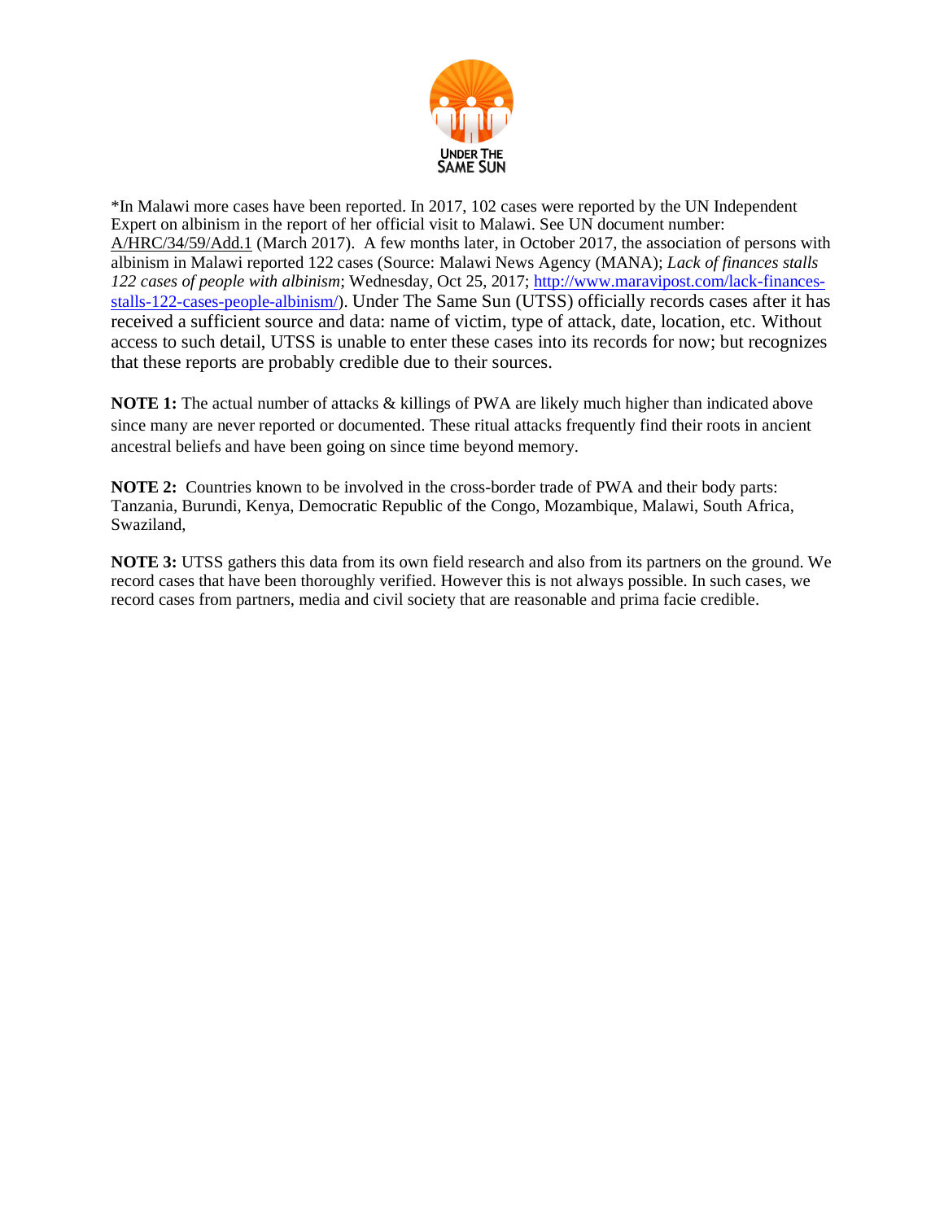*In Malawi more cases have been reported. In 2017, 102 cases were reported by the UN Independent Expert on albinism in the report of her official visit to Malawi. See UN document number: A/HRC/34/59/Add.1 (March 2017). A few months later, in October 2017, the association of persons with albinism in Malawi reported 122 cases (Source: Malawi News Agency (MANA); *Lack of finances stalls 122 cases of people with albinism*; Wednesday, Oct 25, 2017; http://www.maravipost.com/lack-finances-stalls-122-cases-people-albinism/). Under The Same Sun (UTSS) officially records cases after it has received a sufficient source and data: name of victim, type of attack, date, location, etc. Without access to such detail, UTSS is unable to enter these cases into its records for now; but recognizes that these reports are probably credible due to their sources.

**NOTE 1:** The actual number of attacks & killings of PWA are likely much higher than indicated above since many are never reported or documented. These ritual attacks frequently find their roots in ancient ancestral beliefs and have been going on since time beyond memory.

**NOTE 2:** Countries known to be involved in the cross-border trade of PWA and their body parts: Tanzania, Burundi, Kenya, Democratic Republic of the Congo, Mozambique, Malawi, South Africa, Swaziland,

**NOTE 3:** UTSS gathers this data from its own field research and also from its partners on the ground. We record cases that have been thoroughly verified. However this is not always possible. In such cases, we record cases from partners, media and civil society that are reasonable and prima facie credible.